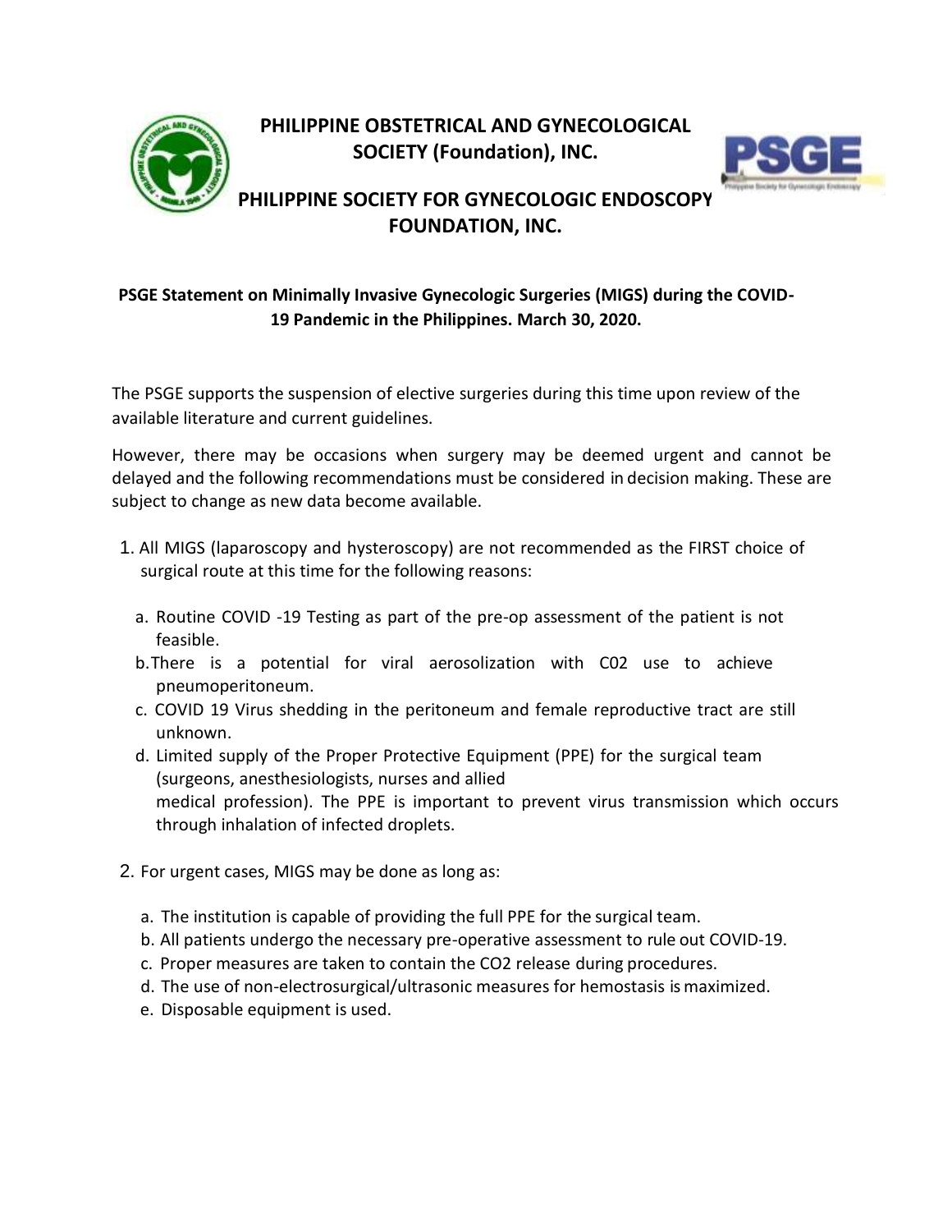# PHILIPPINE OBSTETRICAL AND GYNECOLOGICAL SOCIETY (Foundation), INC.

# PHILIPPINE SOCIETY FOR GYNECOLOGIC ENDOSCOPY FOUNDATION, INC.

**PSGE Statement on Minimally Invasive Gynecologic Surgeries (MIGS) during the COVID-19 Pandemic in the Philippines. March 30, 2020.**

The PSGE supports the suspension of elective surgeries during this time upon review of the available literature and current guidelines.

However, there may be occasions when surgery may be deemed urgent and cannot be delayed and the following recommendations must be considered in decision making. These are subject to change as new data become available.

1. All MIGS (laparoscopy and hysteroscopy) are not recommended as the FIRST choice of surgical route at this time for the following reasons:

   a. Routine COVID -19 Testing as part of the pre-op assessment of the patient is not feasible.
   
   b. There is a potential for viral aerosolization with C02 use to achieve pneumoperitoneum.
   
   c. COVID 19 Virus shedding in the peritoneum and female reproductive tract are still unknown.
   
   d. Limited supply of the Proper Protective Equipment (PPE) for the surgical team (surgeons, anesthesiologists, nurses and allied medical profession). The PPE is important to prevent virus transmission which occurs through inhalation of infected droplets.

2. For urgent cases, MIGS may be done as long as:

   a. The institution is capable of providing the full PPE for the surgical team.
   
   b. All patients undergo the necessary pre-operative assessment to rule out COVID-19.
   
   c. Proper measures are taken to contain the $CO_2$ release during procedures.
   
   d. The use of non-electrosurgical/ultrasonic measures for hemostasis is maximized.
   
   e. Disposable equipment is used.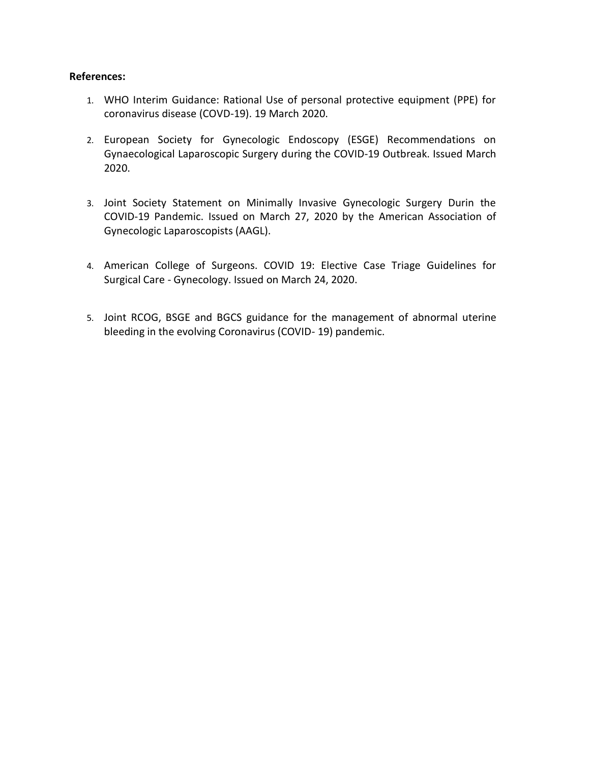**References:**

1. WHO Interim Guidance: Rational Use of personal protective equipment (PPE) for coronavirus disease (COVD-19). 19 March 2020.

2. European Society for Gynecologic Endoscopy (ESGE) Recommendations on Gynaecological Laparoscopic Surgery during the COVID-19 Outbreak. Issued March 2020.

3. Joint Society Statement on Minimally Invasive Gynecologic Surgery Durin the COVID-19 Pandemic. Issued on March 27, 2020 by the American Association of Gynecologic Laparoscopists (AAGL).

4. American College of Surgeons. COVID 19: Elective Case Triage Guidelines for Surgical Care - Gynecology. Issued on March 24, 2020.

5. Joint RCOG, BSGE and BGCS guidance for the management of abnormal uterine bleeding in the evolving Coronavirus (COVID- 19) pandemic.